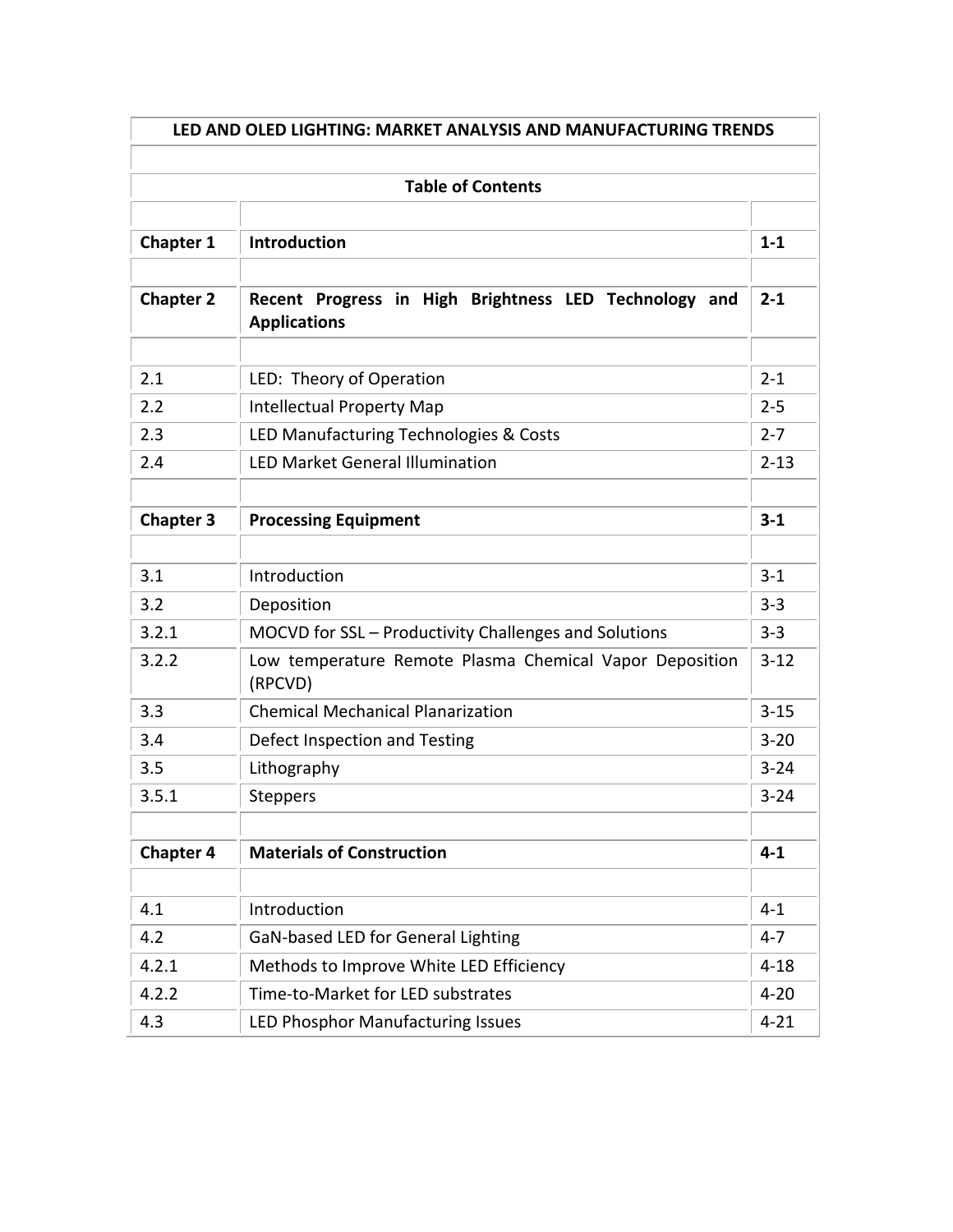# LED AND OLED LIGHTING: MARKET ANALYSIS AND MANUFACTURING TRENDS

## Table of Contents

| | | |
|---|---|---|
| **Chapter 1** | **Introduction** | **1-1** |
| | | |
| **Chapter 2** | **Recent Progress in High Brightness LED Technology and Applications** | **2-1** |
| | | |
| 2.1 | LED: Theory of Operation | 2-1 |
| 2.2 | Intellectual Property Map | 2-5 |
| 2.3 | LED Manufacturing Technologies & Costs | 2-7 |
| 2.4 | LED Market General Illumination | 2-13 |
| | | |
| **Chapter 3** | **Processing Equipment** | **3-1** |
| | | |
| 3.1 | Introduction | 3-1 |
| 3.2 | Deposition | 3-3 |
| 3.2.1 | MOCVD for SSL – Productivity Challenges and Solutions | 3-3 |
| 3.2.2 | Low temperature Remote Plasma Chemical Vapor Deposition (RPCVD) | 3-12 |
| 3.3 | Chemical Mechanical Planarization | 3-15 |
| 3.4 | Defect Inspection and Testing | 3-20 |
| 3.5 | Lithography | 3-24 |
| 3.5.1 | Steppers | 3-24 |
| | | |
| **Chapter 4** | **Materials of Construction** | **4-1** |
| | | |
| 4.1 | Introduction | 4-1 |
| 4.2 | GaN-based LED for General Lighting | 4-7 |
| 4.2.1 | Methods to Improve White LED Efficiency | 4-18 |
| 4.2.2 | Time-to-Market for LED substrates | 4-20 |
| 4.3 | LED Phosphor Manufacturing Issues | 4-21 |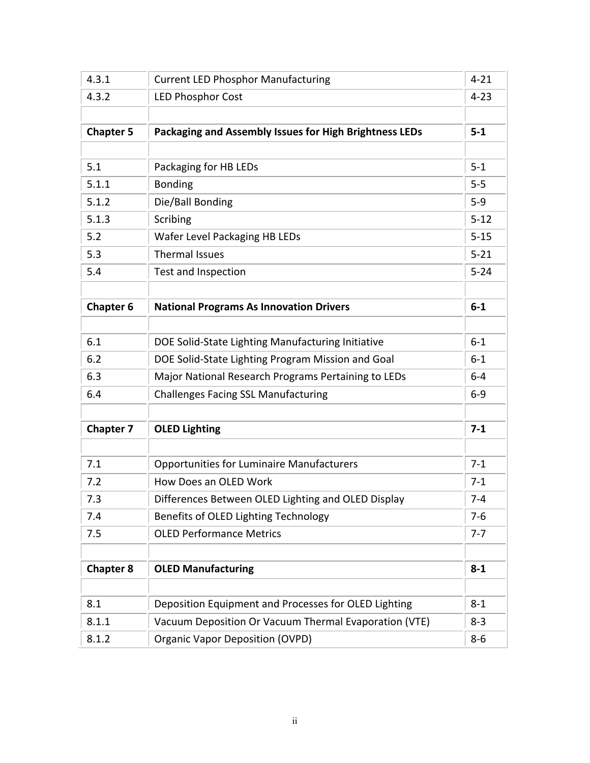| | | |
|---|---|---|
| 4.3.1 | Current LED Phosphor Manufacturing | 4-21 |
| 4.3.2 | LED Phosphor Cost | 4-23 |
| | | |
| **Chapter 5** | **Packaging and Assembly Issues for High Brightness LEDs** | **5-1** |
| | | |
| 5.1 | Packaging for HB LEDs | 5-1 |
| 5.1.1 | Bonding | 5-5 |
| 5.1.2 | Die/Ball Bonding | 5-9 |
| 5.1.3 | Scribing | 5-12 |
| 5.2 | Wafer Level Packaging HB LEDs | 5-15 |
| 5.3 | Thermal Issues | 5-21 |
| 5.4 | Test and Inspection | 5-24 |
| | | |
| **Chapter 6** | **National Programs As Innovation Drivers** | **6-1** |
| | | |
| 6.1 | DOE Solid-State Lighting Manufacturing Initiative | 6-1 |
| 6.2 | DOE Solid-State Lighting Program Mission and Goal | 6-1 |
| 6.3 | Major National Research Programs Pertaining to LEDs | 6-4 |
| 6.4 | Challenges Facing SSL Manufacturing | 6-9 |
| | | |
| **Chapter 7** | **OLED Lighting** | **7-1** |
| | | |
| 7.1 | Opportunities for Luminaire Manufacturers | 7-1 |
| 7.2 | How Does an OLED Work | 7-1 |
| 7.3 | Differences Between OLED Lighting and OLED Display | 7-4 |
| 7.4 | Benefits of OLED Lighting Technology | 7-6 |
| 7.5 | OLED Performance Metrics | 7-7 |
| | | |
| **Chapter 8** | **OLED Manufacturing** | **8-1** |
| | | |
| 8.1 | Deposition Equipment and Processes for OLED Lighting | 8-1 |
| 8.1.1 | Vacuum Deposition Or Vacuum Thermal Evaporation (VTE) | 8-3 |
| 8.1.2 | Organic Vapor Deposition (OVPD) | 8-6 |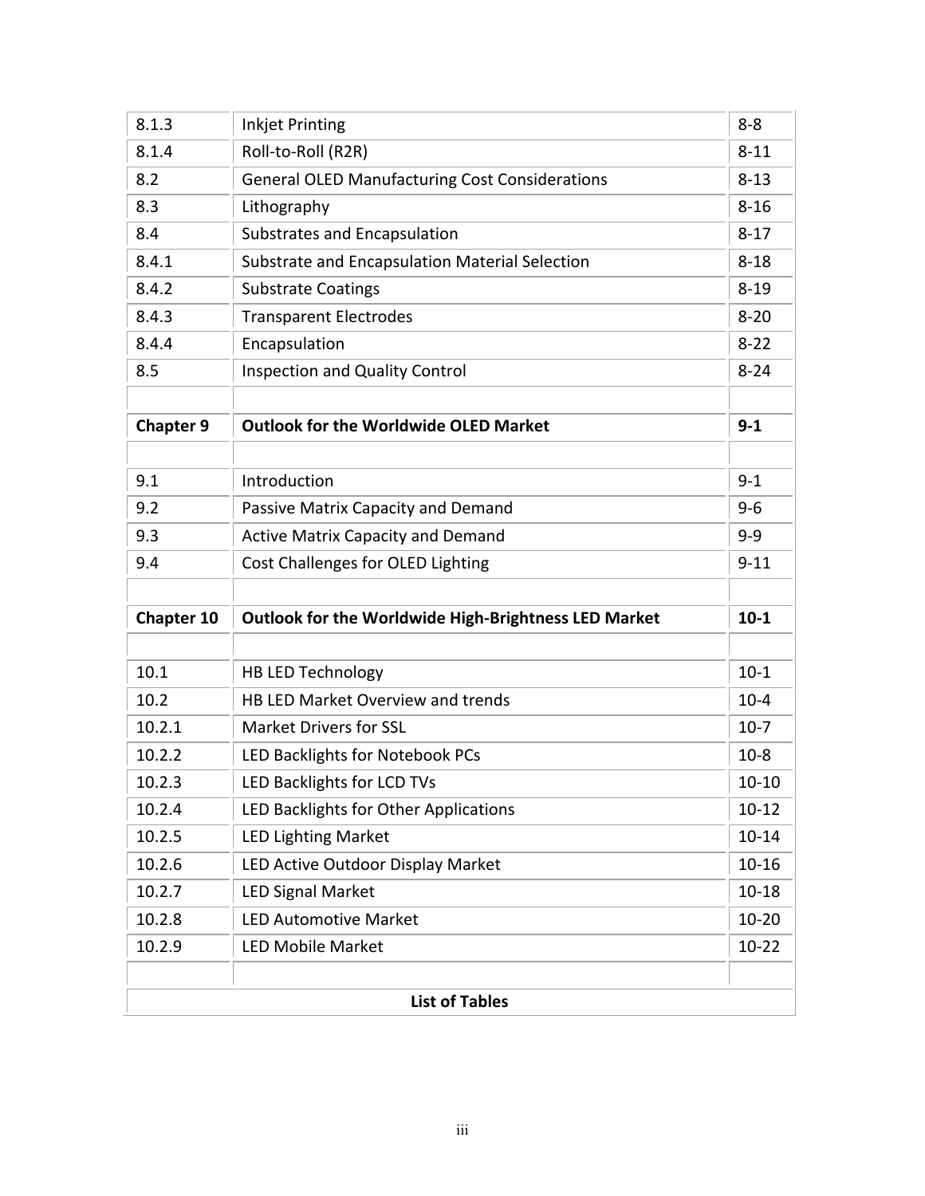| | | |
|---|---|---|
| 8.1.3 | Inkjet Printing | 8-8 |
| 8.1.4 | Roll-to-Roll (R2R) | 8-11 |
| 8.2 | General OLED Manufacturing Cost Considerations | 8-13 |
| 8.3 | Lithography | 8-16 |
| 8.4 | Substrates and Encapsulation | 8-17 |
| 8.4.1 | Substrate and Encapsulation Material Selection | 8-18 |
| 8.4.2 | Substrate Coatings | 8-19 |
| 8.4.3 | Transparent Electrodes | 8-20 |
| 8.4.4 | Encapsulation | 8-22 |
| 8.5 | Inspection and Quality Control | 8-24 |
| | | |
| **Chapter 9** | **Outlook for the Worldwide OLED Market** | **9-1** |
| | | |
| 9.1 | Introduction | 9-1 |
| 9.2 | Passive Matrix Capacity and Demand | 9-6 |
| 9.3 | Active Matrix Capacity and Demand | 9-9 |
| 9.4 | Cost Challenges for OLED Lighting | 9-11 |
| | | |
| **Chapter 10** | **Outlook for the Worldwide High-Brightness LED Market** | **10-1** |
| | | |
| 10.1 | HB LED Technology | 10-1 |
| 10.2 | HB LED Market Overview and trends | 10-4 |
| 10.2.1 | Market Drivers for SSL | 10-7 |
| 10.2.2 | LED Backlights for Notebook PCs | 10-8 |
| 10.2.3 | LED Backlights for LCD TVs | 10-10 |
| 10.2.4 | LED Backlights for Other Applications | 10-12 |
| 10.2.5 | LED Lighting Market | 10-14 |
| 10.2.6 | LED Active Outdoor Display Market | 10-16 |
| 10.2.7 | LED Signal Market | 10-18 |
| 10.2.8 | LED Automotive Market | 10-20 |
| 10.2.9 | LED Mobile Market | 10-22 |
| | | |
| | **List of Tables** | |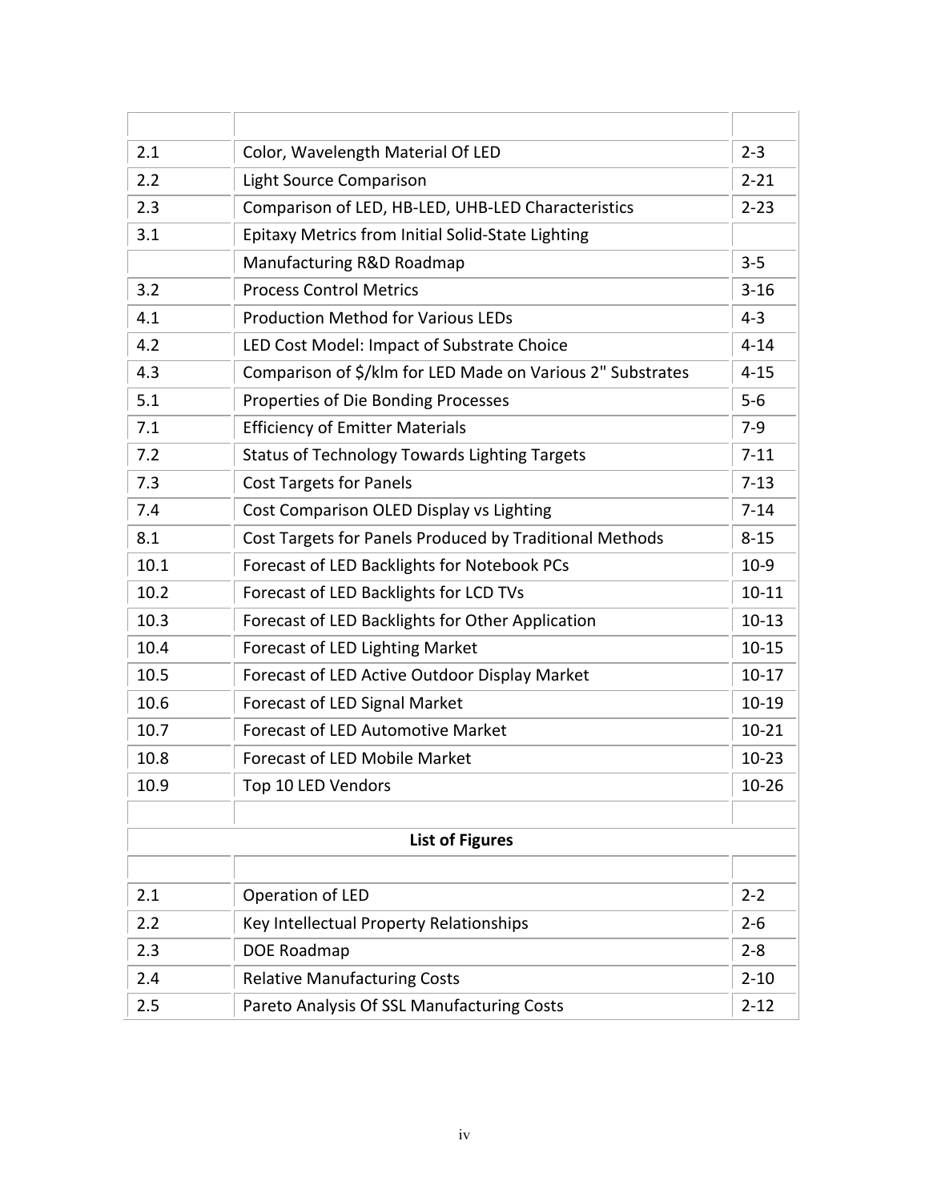| | | |
|---|---|---|
| 2.1 | Color, Wavelength Material Of LED | 2-3 |
| 2.2 | Light Source Comparison | 2-21 |
| 2.3 | Comparison of LED, HB-LED, UHB-LED Characteristics | 2-23 |
| 3.1 | Epitaxy Metrics from Initial Solid-State Lighting | |
| | Manufacturing R&D Roadmap | 3-5 |
| 3.2 | Process Control Metrics | 3-16 |
| 4.1 | Production Method for Various LEDs | 4-3 |
| 4.2 | LED Cost Model: Impact of Substrate Choice | 4-14 |
| 4.3 | Comparison of $/klm for LED Made on Various 2" Substrates | 4-15 |
| 5.1 | Properties of Die Bonding Processes | 5-6 |
| 7.1 | Efficiency of Emitter Materials | 7-9 |
| 7.2 | Status of Technology Towards Lighting Targets | 7-11 |
| 7.3 | Cost Targets for Panels | 7-13 |
| 7.4 | Cost Comparison OLED Display vs Lighting | 7-14 |
| 8.1 | Cost Targets for Panels Produced by Traditional Methods | 8-15 |
| 10.1 | Forecast of LED Backlights for Notebook PCs | 10-9 |
| 10.2 | Forecast of LED Backlights for LCD TVs | 10-11 |
| 10.3 | Forecast of LED Backlights for Other Application | 10-13 |
| 10.4 | Forecast of LED Lighting Market | 10-15 |
| 10.5 | Forecast of LED Active Outdoor Display Market | 10-17 |
| 10.6 | Forecast of LED Signal Market | 10-19 |
| 10.7 | Forecast of LED Automotive Market | 10-21 |
| 10.8 | Forecast of LED Mobile Market | 10-23 |
| 10.9 | Top 10 LED Vendors | 10-26 |

**List of Figures**

| | | |
|---|---|---|
| 2.1 | Operation of LED | 2-2 |
| 2.2 | Key Intellectual Property Relationships | 2-6 |
| 2.3 | DOE Roadmap | 2-8 |
| 2.4 | Relative Manufacturing Costs | 2-10 |
| 2.5 | Pareto Analysis Of SSL Manufacturing Costs | 2-12 |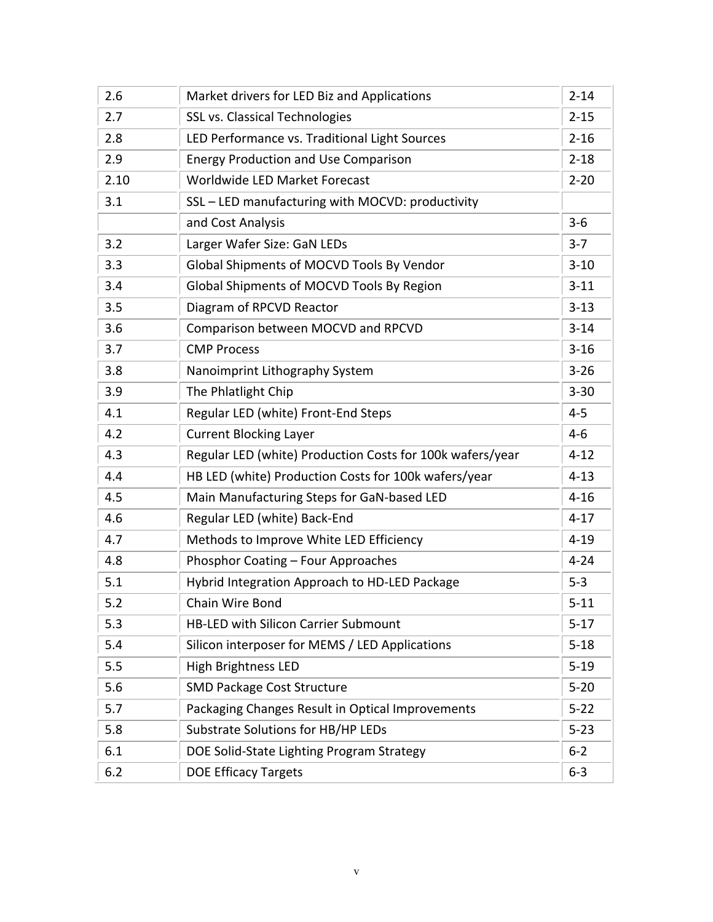| | | |
|---|---|---|
| 2.6 | Market drivers for LED Biz and Applications | 2-14 |
| 2.7 | SSL vs. Classical Technologies | 2-15 |
| 2.8 | LED Performance vs. Traditional Light Sources | 2-16 |
| 2.9 | Energy Production and Use Comparison | 2-18 |
| 2.10 | Worldwide LED Market Forecast | 2-20 |
| 3.1 | SSL – LED manufacturing with MOCVD: productivity | |
| | and Cost Analysis | 3-6 |
| 3.2 | Larger Wafer Size: GaN LEDs | 3-7 |
| 3.3 | Global Shipments of MOCVD Tools By Vendor | 3-10 |
| 3.4 | Global Shipments of MOCVD Tools By Region | 3-11 |
| 3.5 | Diagram of RPCVD Reactor | 3-13 |
| 3.6 | Comparison between MOCVD and RPCVD | 3-14 |
| 3.7 | CMP Process | 3-16 |
| 3.8 | Nanoimprint Lithography System | 3-26 |
| 3.9 | The Phlatlight Chip | 3-30 |
| 4.1 | Regular LED (white) Front-End Steps | 4-5 |
| 4.2 | Current Blocking Layer | 4-6 |
| 4.3 | Regular LED (white) Production Costs for 100k wafers/year | 4-12 |
| 4.4 | HB LED (white) Production Costs for 100k wafers/year | 4-13 |
| 4.5 | Main Manufacturing Steps for GaN-based LED | 4-16 |
| 4.6 | Regular LED (white) Back-End | 4-17 |
| 4.7 | Methods to Improve White LED Efficiency | 4-19 |
| 4.8 | Phosphor Coating – Four Approaches | 4-24 |
| 5.1 | Hybrid Integration Approach to HD-LED Package | 5-3 |
| 5.2 | Chain Wire Bond | 5-11 |
| 5.3 | HB-LED with Silicon Carrier Submount | 5-17 |
| 5.4 | Silicon interposer for MEMS / LED Applications | 5-18 |
| 5.5 | High Brightness LED | 5-19 |
| 5.6 | SMD Package Cost Structure | 5-20 |
| 5.7 | Packaging Changes Result in Optical Improvements | 5-22 |
| 5.8 | Substrate Solutions for HB/HP LEDs | 5-23 |
| 6.1 | DOE Solid-State Lighting Program Strategy | 6-2 |
| 6.2 | DOE Efficacy Targets | 6-3 |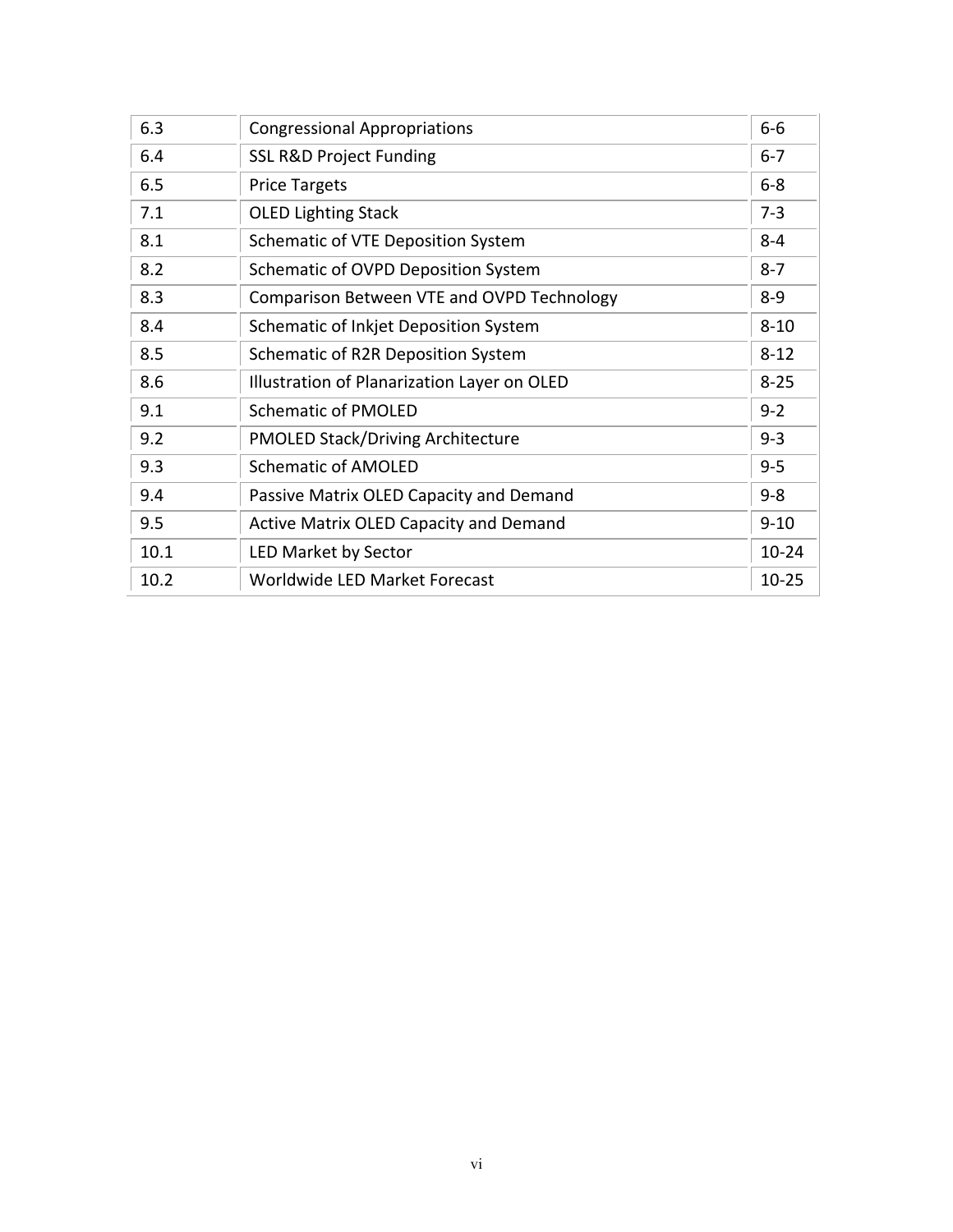| | | |
|---|---|---|
| 6.3 | Congressional Appropriations | 6-6 |
| 6.4 | SSL R&D Project Funding | 6-7 |
| 6.5 | Price Targets | 6-8 |
| 7.1 | OLED Lighting Stack | 7-3 |
| 8.1 | Schematic of VTE Deposition System | 8-4 |
| 8.2 | Schematic of OVPD Deposition System | 8-7 |
| 8.3 | Comparison Between VTE and OVPD Technology | 8-9 |
| 8.4 | Schematic of Inkjet Deposition System | 8-10 |
| 8.5 | Schematic of R2R Deposition System | 8-12 |
| 8.6 | Illustration of Planarization Layer on OLED | 8-25 |
| 9.1 | Schematic of PMOLED | 9-2 |
| 9.2 | PMOLED Stack/Driving Architecture | 9-3 |
| 9.3 | Schematic of AMOLED | 9-5 |
| 9.4 | Passive Matrix OLED Capacity and Demand | 9-8 |
| 9.5 | Active Matrix OLED Capacity and Demand | 9-10 |
| 10.1 | LED Market by Sector | 10-24 |
| 10.2 | Worldwide LED Market Forecast | 10-25 |